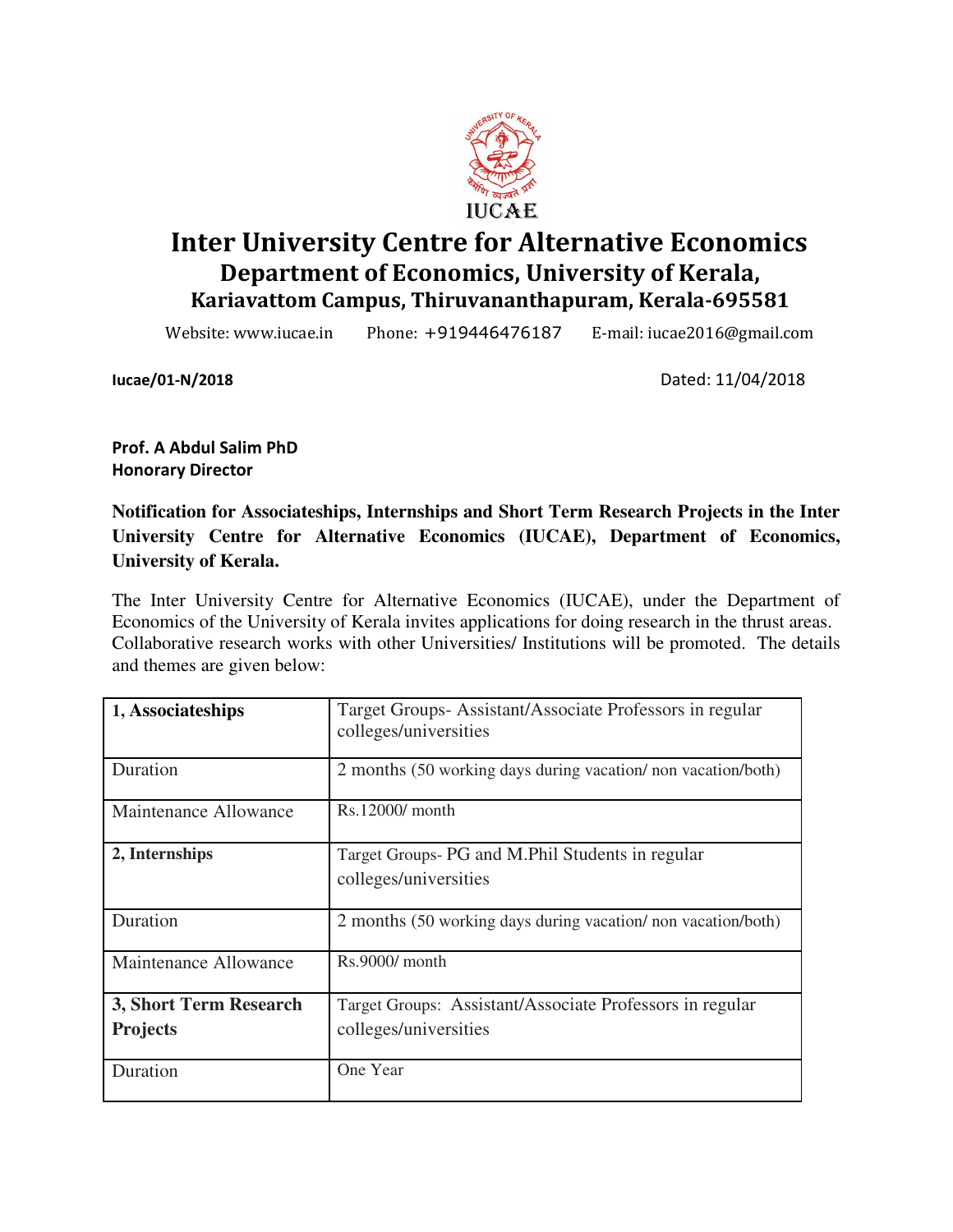IUCAE

# Inter University Centre for Alternative Economics

## Department of Economics, University of Kerala,

### Kariavattom Campus, Thiruvananthapuram, Kerala-695581

Website: www.iucae.in Phone: +919446476187 E-mail: iucae2016@gmail.com

**Iucae/01-N/2018** Dated: 11/04/2018

**Prof. A Abdul Salim PhD**
**Honorary Director**

**Notification for Associateships, Internships and Short Term Research Projects in the Inter University Centre for Alternative Economics (IUCAE), Department of Economics, University of Kerala.**

The Inter University Centre for Alternative Economics (IUCAE), under the Department of Economics of the University of Kerala invites applications for doing research in the thrust areas. Collaborative research works with other Universities/ Institutions will be promoted. The details and themes are given below:

| | |
|---|---|
| **1, Associateships** | Target Groups- Assistant/Associate Professors in regular colleges/universities |
| Duration | 2 months (50 working days during vacation/ non vacation/both) |
| Maintenance Allowance | Rs.12000/ month |
| **2, Internships** | Target Groups- PG and M.Phil Students in regular colleges/universities |
| Duration | 2 months (50 working days during vacation/ non vacation/both) |
| Maintenance Allowance | Rs.9000/ month |
| **3, Short Term Research Projects** | Target Groups: Assistant/Associate Professors in regular colleges/universities |
| Duration | One Year |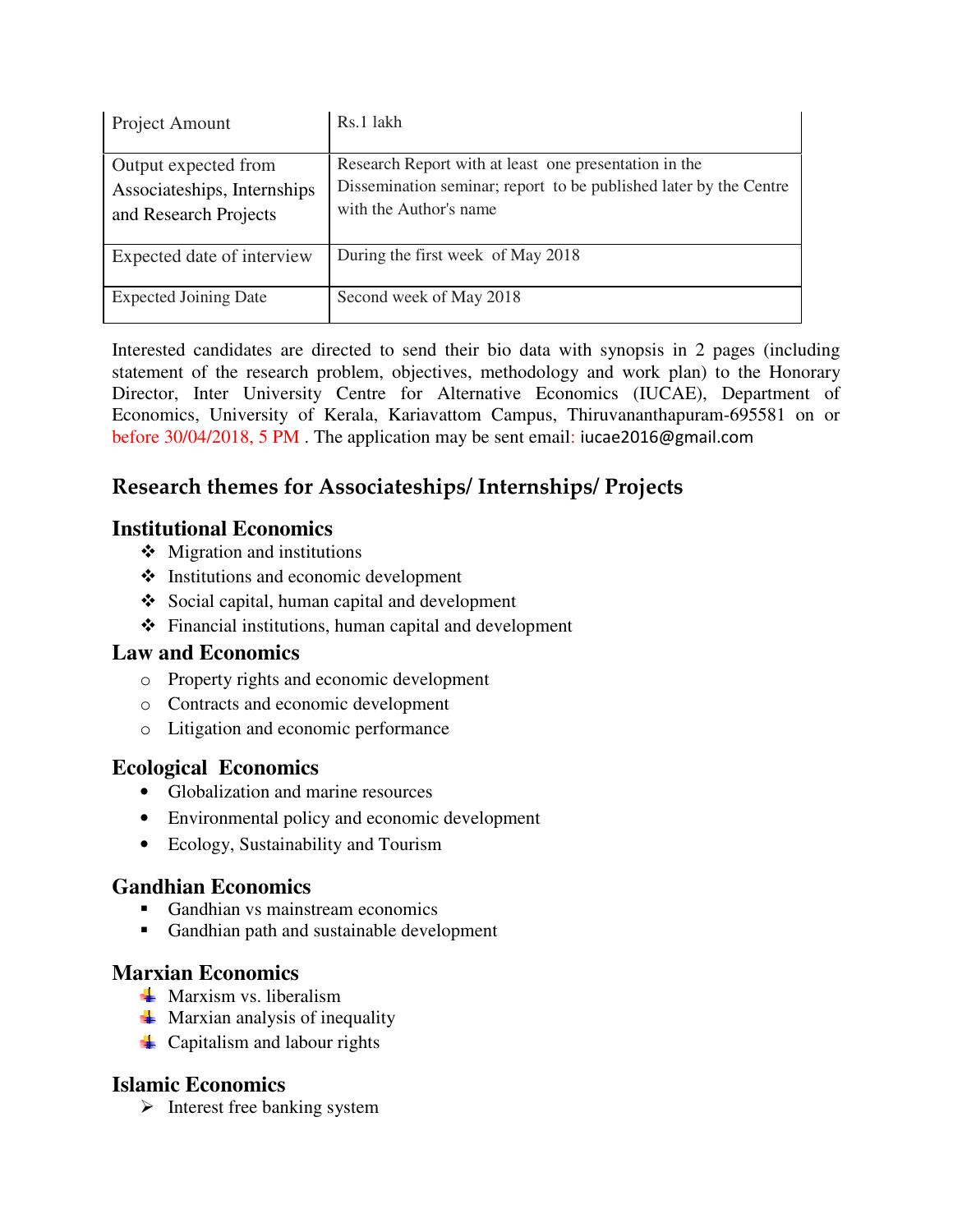| Project Amount | Rs.1 lakh |
|---|---|
| Output expected from Associateships, Internships and Research Projects | Research Report with at least one presentation in the Dissemination seminar; report to be published later by the Centre with the Author's name |
| Expected date of interview | During the first week of May 2018 |
| Expected Joining Date | Second week of May 2018 |

Interested candidates are directed to send their bio data with synopsis in 2 pages (including statement of the research problem, objectives, methodology and work plan) to the Honorary Director, Inter University Centre for Alternative Economics (IUCAE), Department of Economics, University of Kerala, Kariavattom Campus, Thiruvananthapuram-695581 on or before 30/04/2018, 5 PM . The application may be sent email: iucae2016@gmail.com

## Research themes for Associateships/ Internships/ Projects

### Institutional Economics

- Migration and institutions
- Institutions and economic development
- Social capital, human capital and development
- Financial institutions, human capital and development

### Law and Economics

- Property rights and economic development
- Contracts and economic development
- Litigation and economic performance

### Ecological Economics

- Globalization and marine resources
- Environmental policy and economic development
- Ecology, Sustainability and Tourism

### Gandhian Economics

- Gandhian vs mainstream economics
- Gandhian path and sustainable development

### Marxian Economics

- Marxism vs. liberalism
- Marxian analysis of inequality
- Capitalism and labour rights

### Islamic Economics

- Interest free banking system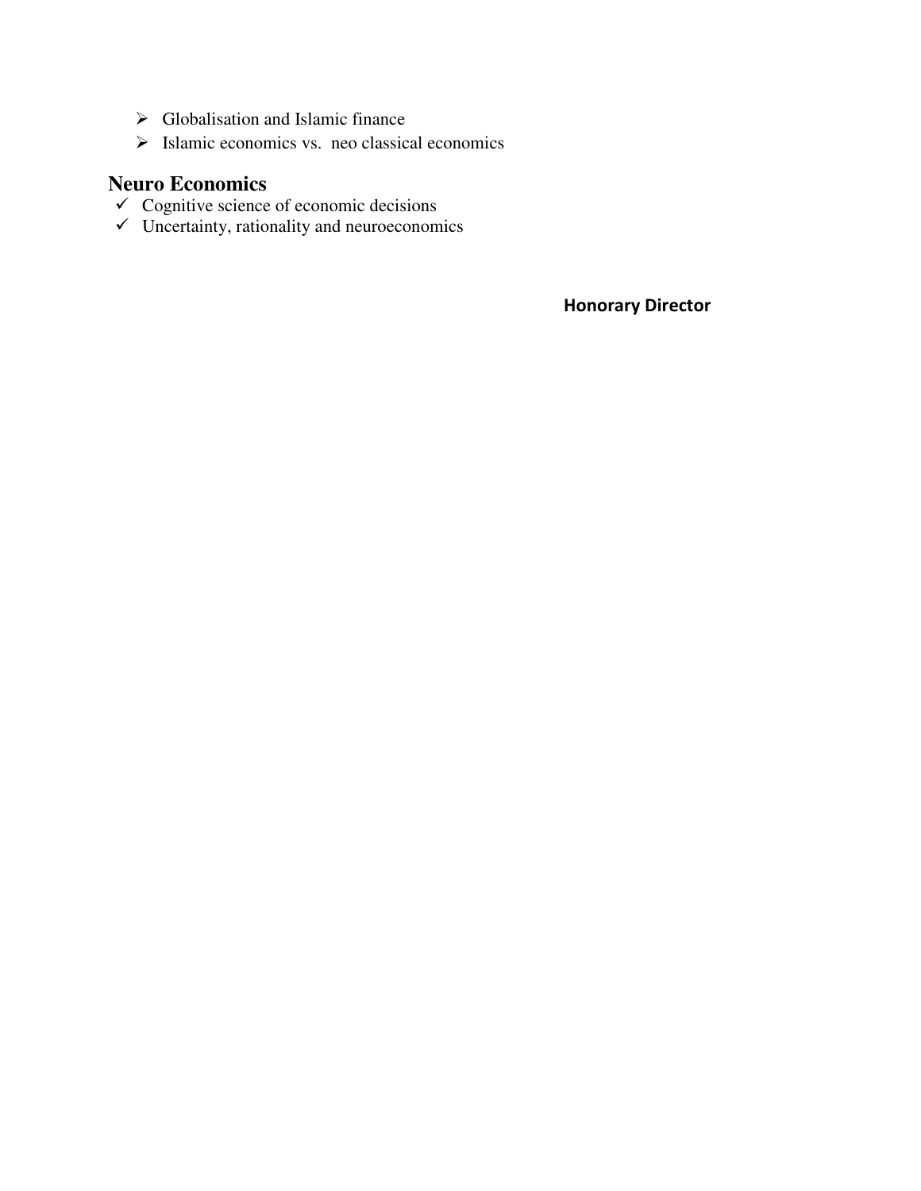- Globalisation and Islamic finance
- Islamic economics vs. neo classical economics

## Neuro Economics

- Cognitive science of economic decisions
- Uncertainty, rationality and neuroeconomics

**Honorary Director**